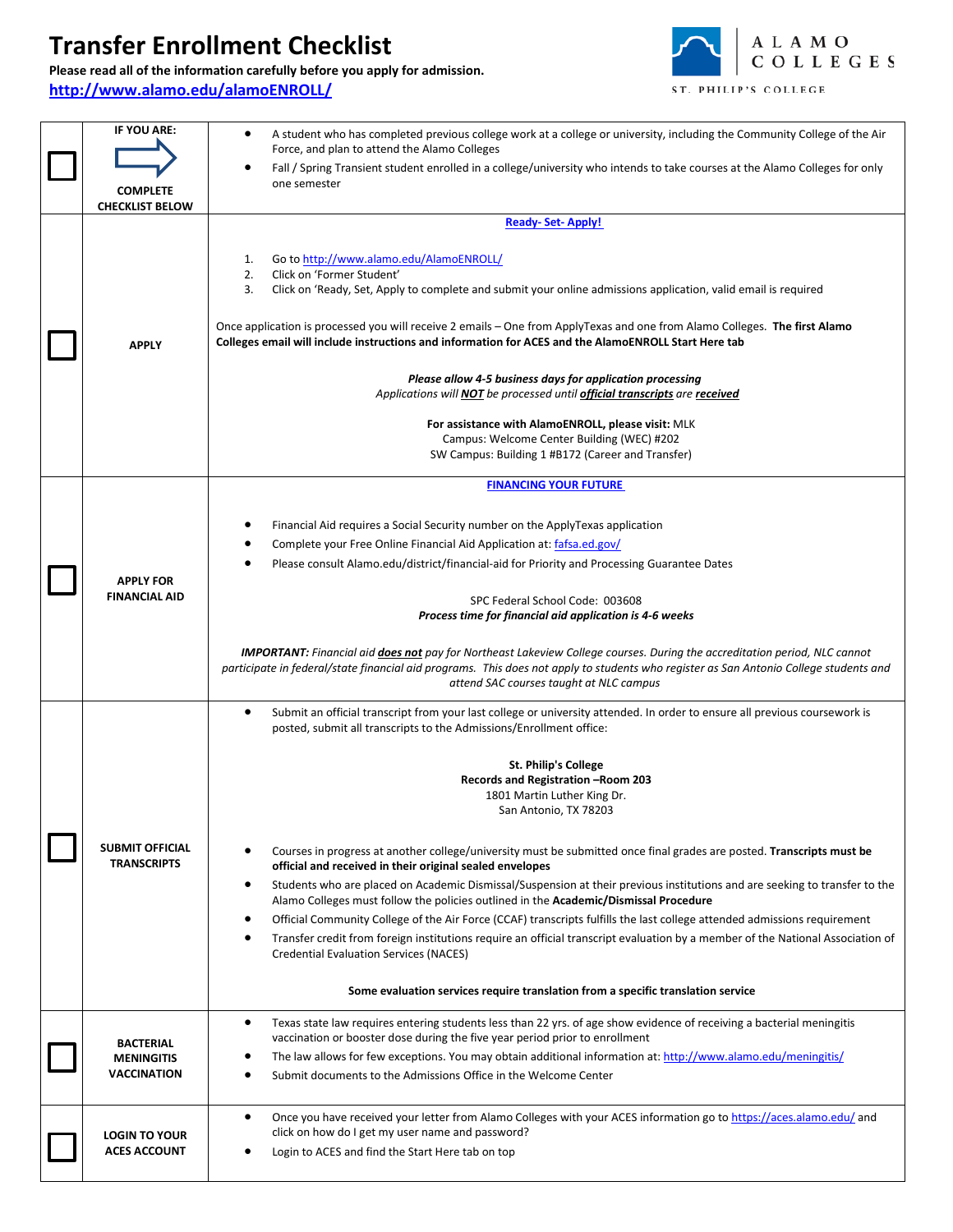# Transfer Enrollment Checklist

**Please read all of the information carefully before you apply for admission.**

**http://www.alamo.edu/alamoENROLL/**

ALAMO COLLEGES
ST. PHILIP'S COLLEGE

| | | |
|---|---|---|
| ☐ | **IF YOU ARE:** ⇨ **COMPLETE CHECKLIST BELOW** | • A student who has completed previous college work at a college or university, including the Community College of the Air Force, and plan to attend the Alamo Colleges<br>• Fall / Spring Transient student enrolled in a college/university who intends to take courses at the Alamo Colleges for only one semester |
| ☐ | **APPLY** | **Ready- Set- Apply!**<br>1. Go to http://www.alamo.edu/AlamoENROLL/<br>2. Click on 'Former Student'<br>3. Click on 'Ready, Set, Apply to complete and submit your online admissions application, valid email is required<br><br>Once application is processed you will receive 2 emails – One from ApplyTexas and one from Alamo Colleges. **The first Alamo Colleges email will include instructions and information for ACES and the AlamoENROLL Start Here tab**<br><br>***Please allow 4-5 business days for application processing***<br>*Applications will **NOT** be processed until **official transcripts** are **received***<br><br>**For assistance with AlamoENROLL, please visit:** MLK Campus: Welcome Center Building (WEC) #202<br>SW Campus: Building 1 #B172 (Career and Transfer) |
| ☐ | **APPLY FOR FINANCIAL AID** | **FINANCING YOUR FUTURE**<br>• Financial Aid requires a Social Security number on the ApplyTexas application<br>• Complete your Free Online Financial Aid Application at: fafsa.ed.gov/<br>• Please consult Alamo.edu/district/financial-aid for Priority and Processing Guarantee Dates<br><br>SPC Federal School Code: 003608<br>***Process time for financial aid application is 4-6 weeks***<br><br>***IMPORTANT:*** *Financial aid **does not** pay for Northeast Lakeview College courses. During the accreditation period, NLC cannot participate in federal/state financial aid programs. This does not apply to students who register as San Antonio College students and attend SAC courses taught at NLC campus* |
| ☐ | **SUBMIT OFFICIAL TRANSCRIPTS** | • Submit an official transcript from your last college or university attended. In order to ensure all previous coursework is posted, submit all transcripts to the Admissions/Enrollment office:<br><br>**St. Philip's College**<br>**Records and Registration –Room 203**<br>1801 Martin Luther King Dr.<br>San Antonio, TX 78203<br><br>• Courses in progress at another college/university must be submitted once final grades are posted. **Transcripts must be official and received in their original sealed envelopes**<br>• Students who are placed on Academic Dismissal/Suspension at their previous institutions and are seeking to transfer to the Alamo Colleges must follow the policies outlined in the **Academic/Dismissal Procedure**<br>• Official Community College of the Air Force (CCAF) transcripts fulfills the last college attended admissions requirement<br>• Transfer credit from foreign institutions require an official transcript evaluation by a member of the National Association of Credential Evaluation Services (NACES)<br><br>**Some evaluation services require translation from a specific translation service** |
| ☐ | **BACTERIAL MENINGITIS VACCINATION** | • Texas state law requires entering students less than 22 yrs. of age show evidence of receiving a bacterial meningitis vaccination or booster dose during the five year period prior to enrollment<br>• The law allows for few exceptions. You may obtain additional information at: http://www.alamo.edu/meningitis/<br>• Submit documents to the Admissions Office in the Welcome Center |
| ☐ | **LOGIN TO YOUR ACES ACCOUNT** | • Once you have received your letter from Alamo Colleges with your ACES information go to https://aces.alamo.edu/ and click on how do I get my user name and password?<br>• Login to ACES and find the Start Here tab on top |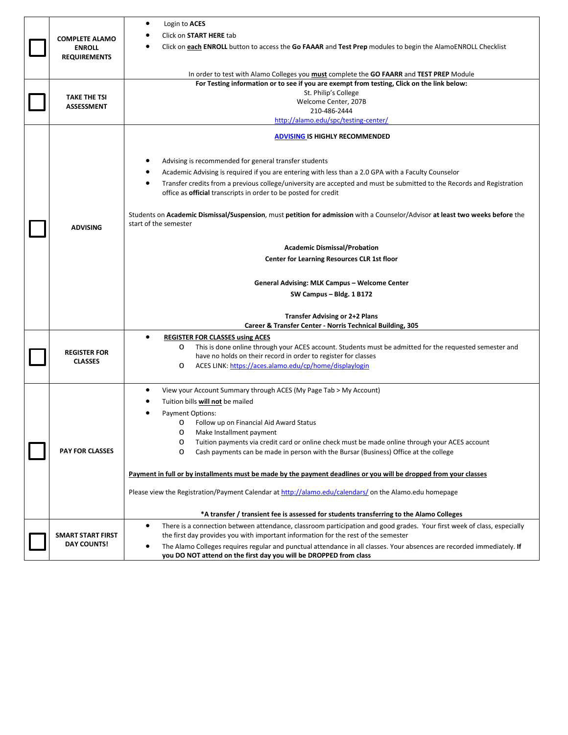| | | |
|---|---|---|
| ☐ | **COMPLETE ALAMO ENROLL REQUIREMENTS** | • Login to **ACES**<br>• Click on **START HERE** tab<br>• Click on **each ENROLL** button to access the **Go FAAAR** and **Test Prep** modules to begin the AlamoENROLL Checklist<br><br>In order to test with Alamo Colleges you **must** complete the **GO FAARR** and **TEST PREP** Module |
| ☐ | **TAKE THE TSI ASSESSMENT** | **For Testing information or to see if you are exempt from testing, Click on the link below:**<br>St. Philip's College<br>Welcome Center, 207B<br>210-486-2444<br>http://alamo.edu/spc/testing-center/ |
| ☐ | **ADVISING** | **ADVISING IS HIGHLY RECOMMENDED**<br><br>• Advising is recommended for general transfer students<br>• Academic Advising is required if you are entering with less than a 2.0 GPA with a Faculty Counselor<br>• Transfer credits from a previous college/university are accepted and must be submitted to the Records and Registration office as **official** transcripts in order to be posted for credit<br><br>Students on **Academic Dismissal/Suspension**, must **petition for admission** with a Counselor/Advisor **at least two weeks before** the start of the semester<br><br>**Academic Dismissal/Probation**<br>**Center for Learning Resources CLR 1st floor**<br><br>**General Advising: MLK Campus – Welcome Center**<br>**SW Campus – Bldg. 1 B172**<br><br>**Transfer Advising or 2+2 Plans**<br>**Career & Transfer Center - Norris Technical Building, 305** |
| ☐ | **REGISTER FOR CLASSES** | • **REGISTER FOR CLASSES using ACES**<br>  o This is done online through your ACES account. Students must be admitted for the requested semester and have no holds on their record in order to register for classes<br>  o ACES LINK: https://aces.alamo.edu/cp/home/displaylogin |
| ☐ | **PAY FOR CLASSES** | • View your Account Summary through ACES (My Page Tab > My Account)<br>• Tuition bills **will not** be mailed<br>• Payment Options:<br>  o Follow up on Financial Aid Award Status<br>  o Make Installment payment<br>  o Tuition payments via credit card or online check must be made online through your ACES account<br>  o Cash payments can be made in person with the Bursar (Business) Office at the college<br><br>**Payment in full or by installments must be made by the payment deadlines or you will be dropped from your classes**<br><br>Please view the Registration/Payment Calendar at http://alamo.edu/calendars/ on the Alamo.edu homepage<br><br>**\*A transfer / transient fee is assessed for students transferring to the Alamo Colleges** |
| ☐ | **SMART START FIRST DAY COUNTS!** | • There is a connection between attendance, classroom participation and good grades. Your first week of class, especially the first day provides you with important information for the rest of the semester<br>• The Alamo Colleges requires regular and punctual attendance in all classes. Your absences are recorded immediately. **If you DO NOT attend on the first day you will be DROPPED from class** |